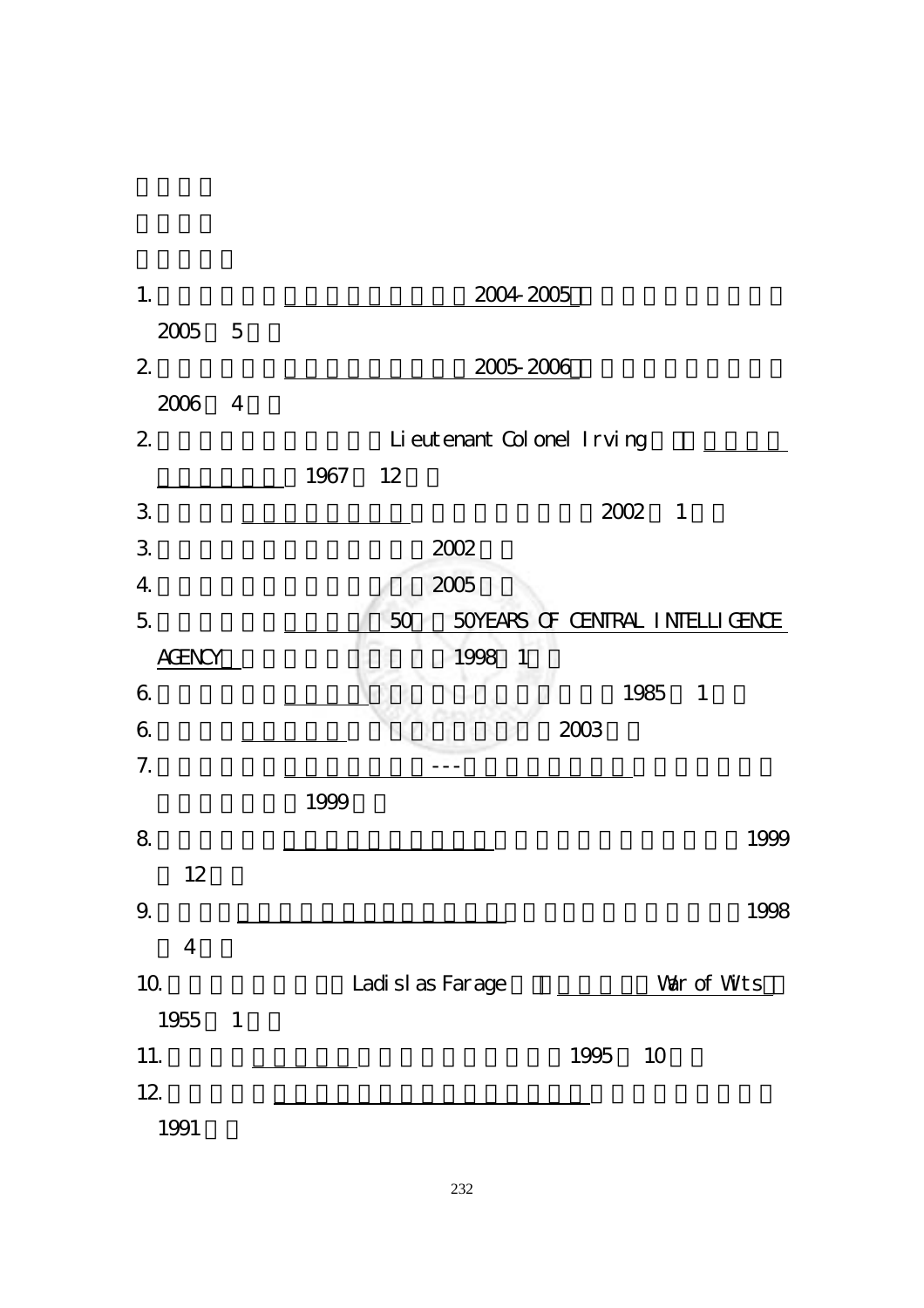1. 2004-2005 2005 5

2. 2005-2006 2006 4

2. Lieutenant Colonel Irving 1967 12

3. 2002 1

3. 2002

4. 2005

5. 50 50YEARS OF CENTRAL INTELLIGENCE AGENCY 1998 1

6. 1985 1

6. 2003

7. --- 1999

8. 1999 12

9. 1998 4

10. Ladislas Farage War of Wits 1955 1

11. 1995 10

12. 1991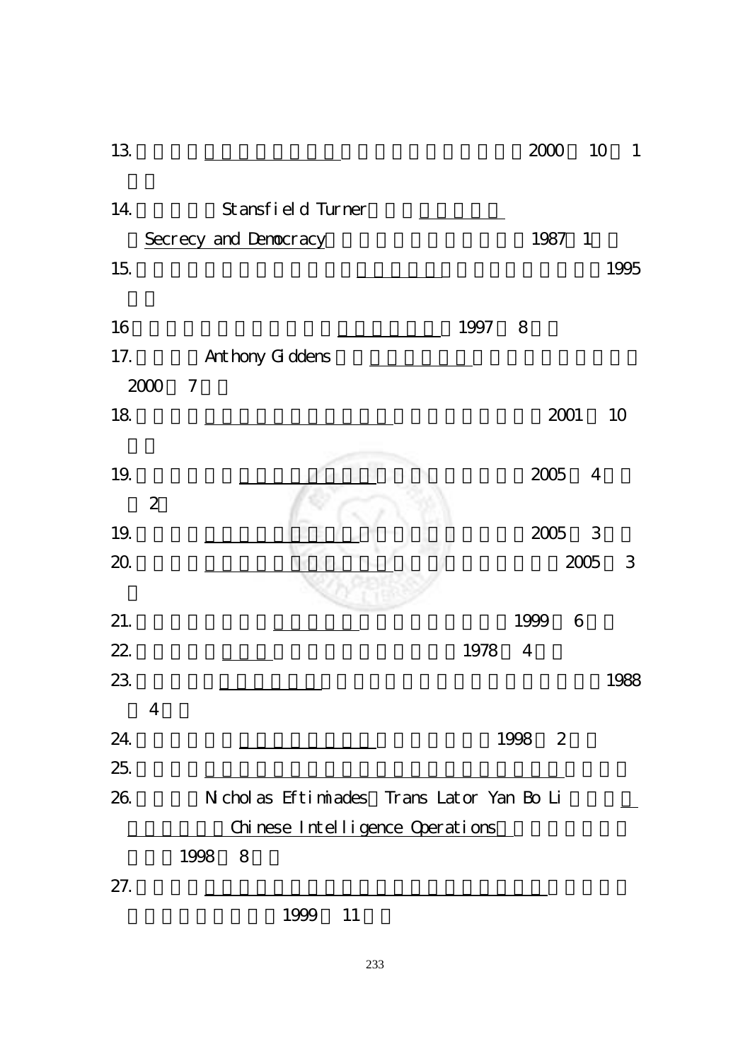13. 2000 10 1

14. Stansfield Turner
Secrecy and Democracy 1987 1

15. 1995

16 1997 8

17. Anthony Giddens
2000 7

18. 2001 10

19. 2005 4
2

19. 2005 3

20. 2005 3

21. 1999 6

22. 1978 4

23. 1988
4

24. 1998 2

25.

26. Nicholas Eftimiades Trans Lator Yan Bo Li
Chinese Intelligence Operations
1998 8

27.
1999 11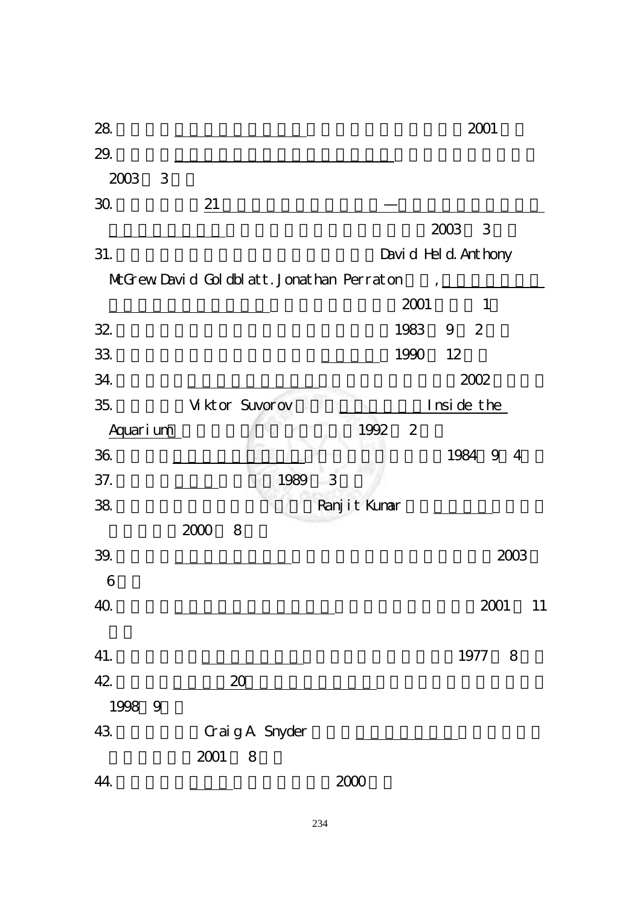28. 2001

29. 2003 3

30. 21 — 2003 3

31. David Held.Anthony McGrew.David Goldblatt.Jonathan Perraton , 2001 1

32. 1983 9 2

33. 1990 12

34. 2002

35. Viktor Suvorov Inside the Aquarium 1992 2

36. 1984 9 4

37. 1989 3

38. Ranjit Kumar 2000 8

39. 2003 6

40. 2001 11

41. 1977 8

42. 20 1998 9

43. Craig A. Snyder 2001 8

44. 2000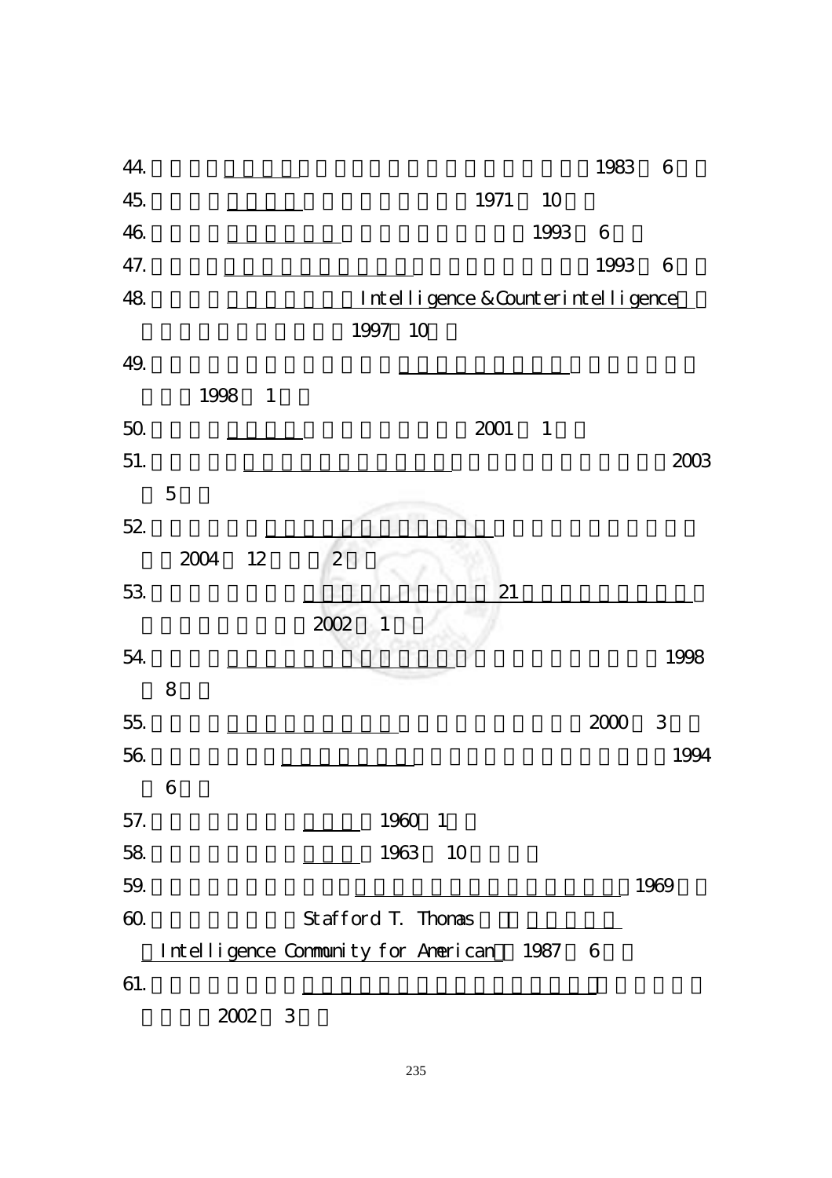44. 1983 6

45. 1971 10

46. 1993 6

47. 1993 6

48. Intelligence & Counterintelligence

1997 10

49.

1998 1

50. 2001 1

51. 2003

5

52.

2004 12 2

53. 21

2002 1

54. 1998

8

55. 2000 3

56. 1994

6

57. 1960 1

58. 1963 10

59. 1969

60. Stafford T. Thomas

Intelligence Community for American 1987 6

61.

2002 3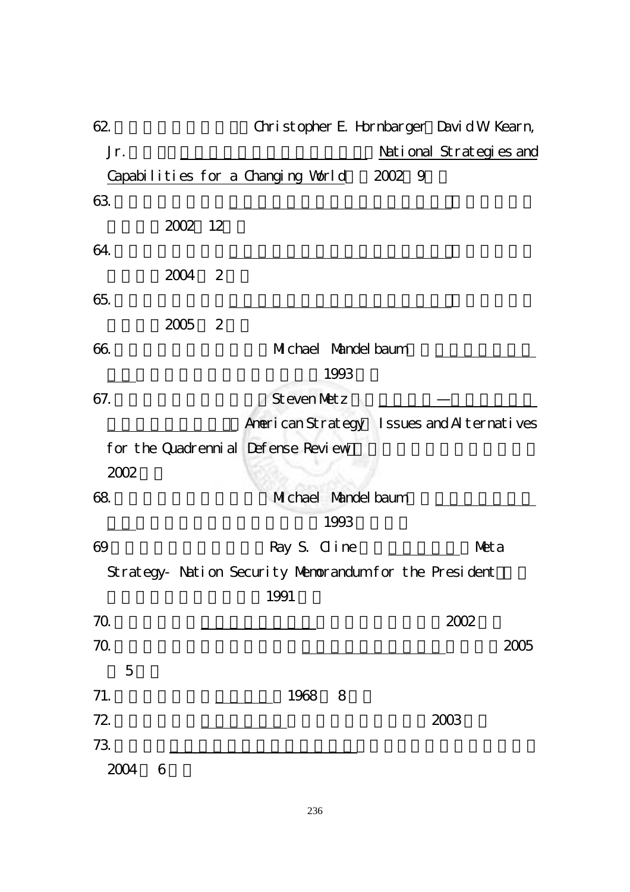62. Christopher E. Hornbarger David W. Kearn, Jr. National Strategies and Capabilities for a Changing World 2002 9

63. 2002 12

64. 2004 2

65. 2005 2

66. Michael Mandelbaum 1993

67. Steven Metz — American Strategy Issues and Alternatives for the Quadrennial Defense Review 2002

68. Michael Mandelbaum 1993

69 Ray S. Cline Meta Strategy- Nation Security Memorandum for the President 1991

70. 2002

70. 2005 5

71. 1968 8

72. 2003

73. 2004 6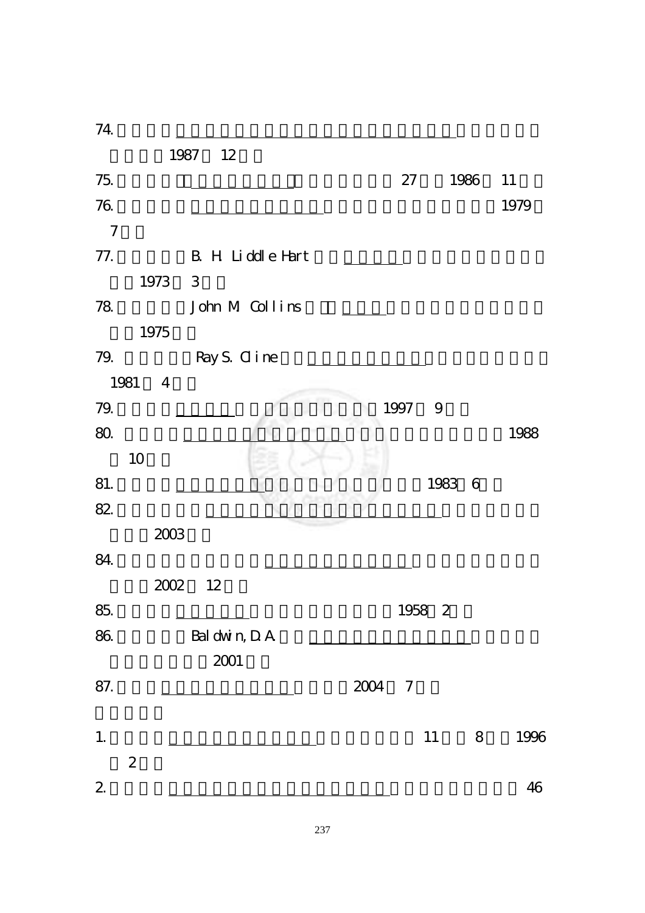74. 1987 12

75. 27 1986 11

76. 1979 7

77. B. H. Liddle Hart 1973 3

78. John M. Collins 1975

79. Ray S. Cline 1981 4

79. 1997 9

80. 1988 10

81. 1983 6

82. 2003

84. 2002 12

85. 1958 2

86. Baldwin, D.A. 2001

87. 2004 7

1. 11 8 1996 2

2. 46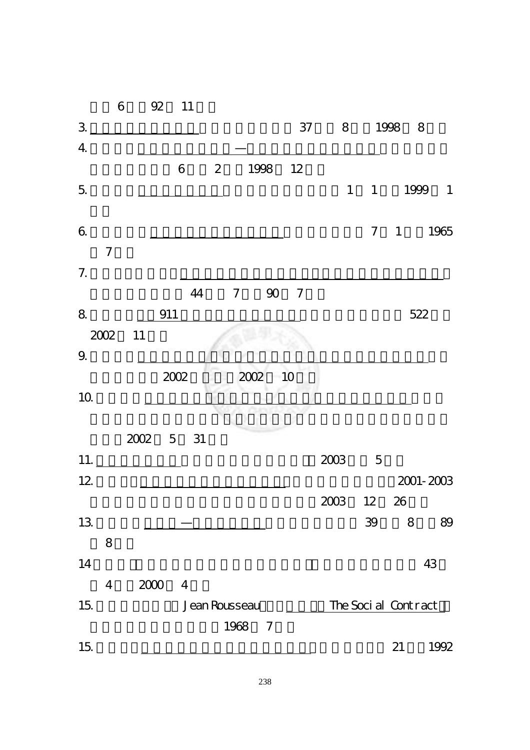6 92 11

3. 37 8 1998 8

4. —

6 2 1998 12

5. 1 1 1999 1

6. 7 1 1965

7

7.

44 7 90 7

8. 911 522

2002 11

9.

2002 2002 10

10.

2002 5 31

11. 2003 5

12. 2001-2003

2003 12 26

13. — 39 8 89

8

14 43

4 2000 4

15. Jean Rousseau The Social Contract

1968 7

15. 21 1992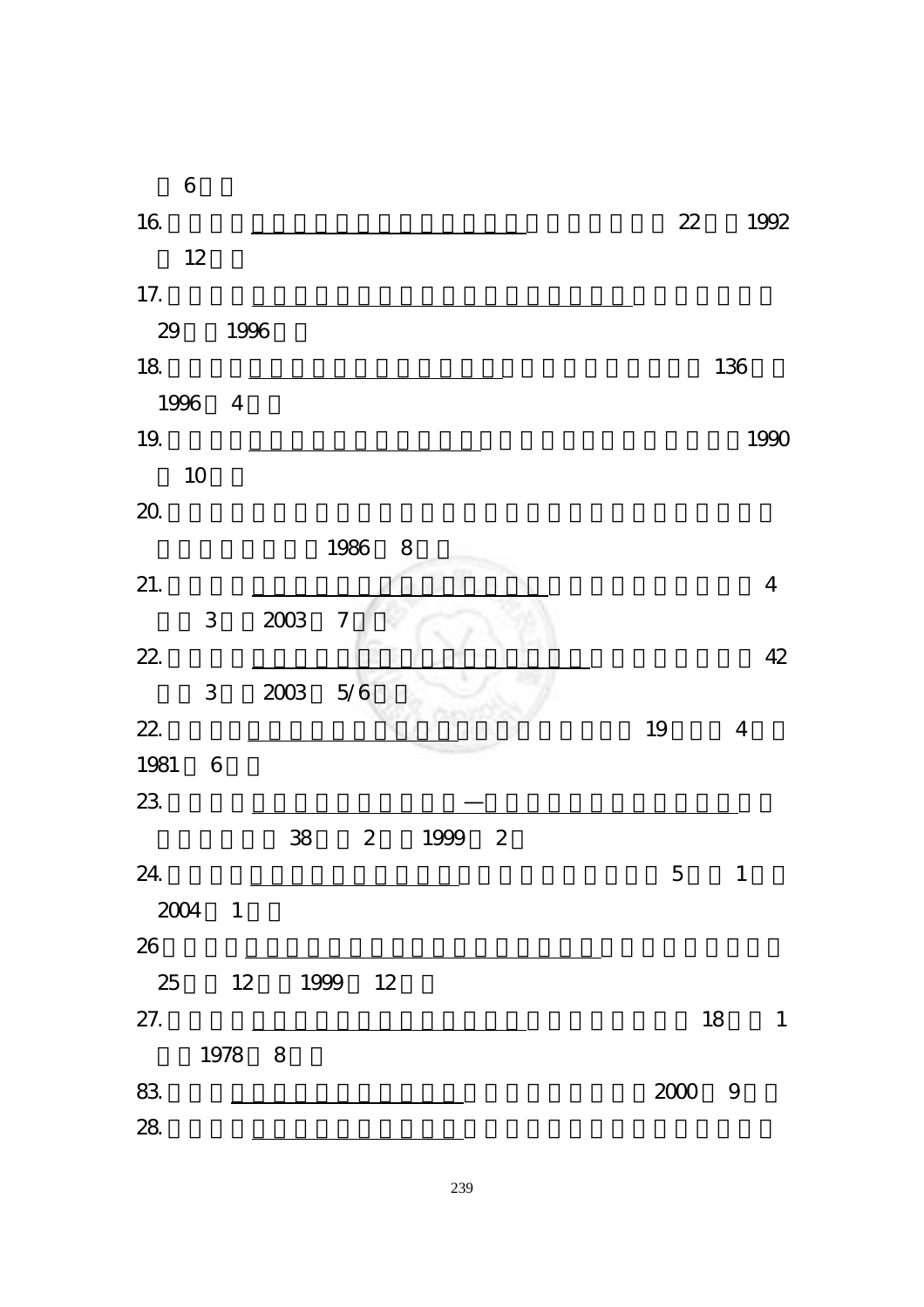6

16. 22 1992
12

17.
29 1996

18. 136
1996 4

19. 1990
10

20.
1986 8

21. 4
3 2003 7

22. 42
3 2003 5/6

22. 19 4
1981 6

23. —
38 2 1999 2

24. 5 1
2004 1

26
25 12 1999 12

27. 18 1
1978 8

83. 2000 9

28.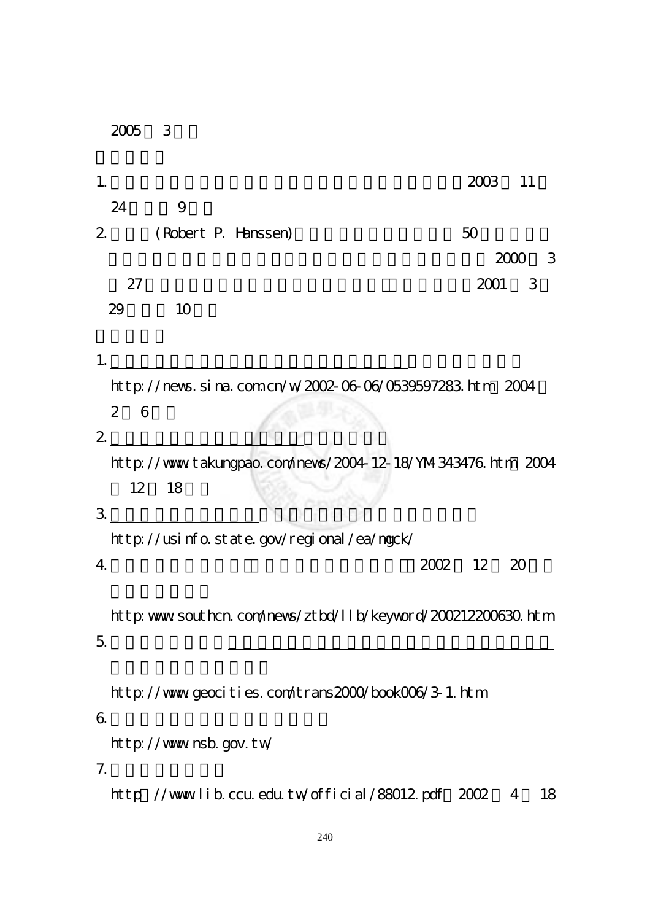2005 3

1. 2003 11
24 9

2. (Robert P. Hanssen) 50
2000 3
27 2001 3
29 10

1.
http://news.sina.com.cn/w/2002-06-06/0539597283.html 2004
2 6

2.
http://www.takungpao.com/news/2004-12-18/YM-343476.htm 2004
12 18

3.
http://usinfo.state.gov/regional/ea/mgck/

4. 2002 12 20
http:www.southcn.com/news/ztbd/llb/keyword/200212200630.htm

5.
http://www.geocities.com/trans2000/book006/3-1.htm

6.
http://www.nsb.gov.tw/

7.
http://www.lib.ccu.edu.tw/official/88012.pdf 2002 4 18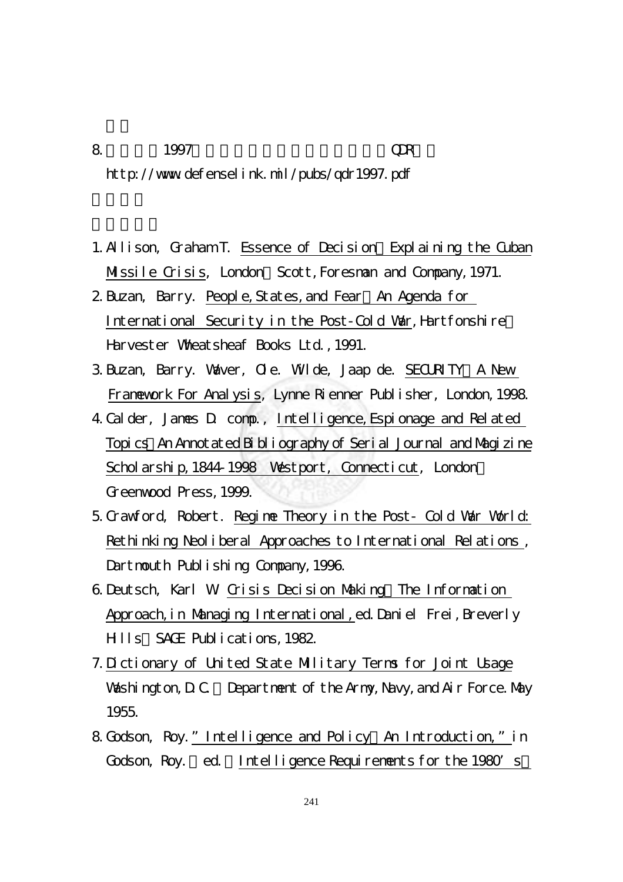8. 1997 QDR

http://www.defenselink.mil/pubs/qdr1997.pdf

1. Allison, Graham T. Essence of Decision：Explaining the Cuban Missile Crisis, London：Scott,Foresman and Company,1971.
2. Buzan, Barry. People,States,and Fear：An Agenda for International Security in the Post-Cold War,Hartfonshire：Harvester Wheatsheaf Books Ltd.,1991.
3. Buzan, Barry. Waver, Ole. Wilde, Jaap de. SECURITY：A New Framework For Analysis, Lynne Rienner Publisher, London,1998.
4. Calder, James D. comp., Intelligence,Espionage and Related Topics：An Annotated Bibliography of Serial Journal and Magizine Scholarship,1844-1998 Westport, Connecticut, London：Greenwood Press,1999.
5. Crawford, Robert. Regime Theory in the Post- Cold War World: Rethinking Neoliberal Approaches to International Relations , Dartmouth Publishing Company,1996.
6. Deutsch, Karl W. Crisis Decision Making：The Information Approach,in Managing International,ed.Daniel Frei,Breverly Hills：SAGE Publications,1982.
7. Dictionary of United State Military Terms for Joint Usage Washington,D.C.：Department of the Army,Navy,and Air Force.May 1955.
8. Godson, Roy." Intelligence and Policy：An Introduction," in Godson, Roy.（ed.）Intelligence Requirements for the 1980's：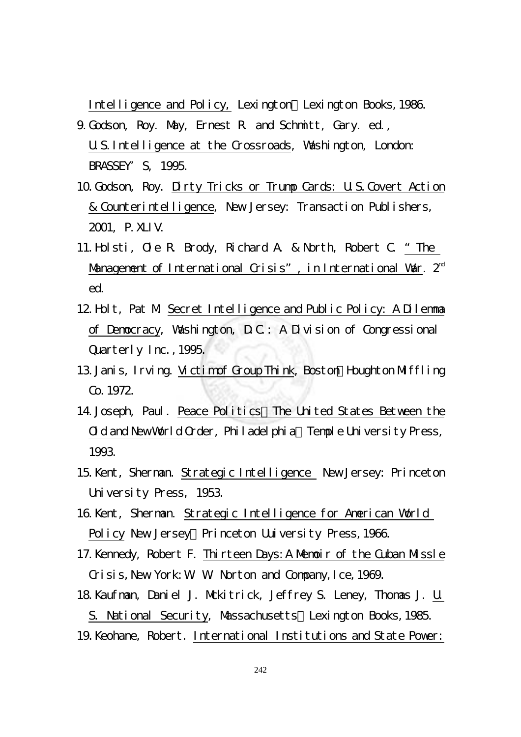Intelligence and Policy, Lexington：Lexington Books, 1986.

9. Godson, Roy. May, Ernest R. and Schmitt, Gary. ed., U.S. Intelligence at the Crossroads, Washington, London: BRASSEY'S, 1995.

10. Godson, Roy. Dirty Tricks or Trump Cards: U.S. Covert Action & Counterintelligence, New Jersey: Transaction Publishers, 2001, P. XLIV.

11. Holsti, Ole R. Brody, Richard A. & North, Robert C. "The Management of International Crisis", in International War. 2[nd] ed.

12. Holt, Pat M. Secret Intelligence and Public Policy: A Dilemma of Democracy, Washington, D.C.: A Division of Congressional Quarterly Inc., 1995.

13. Janis, Irving. Victim of Group Think, Boston：Houghton Miffling Co. 1972.

14. Joseph, Paul. Peace Politics：The United States Between the Old and New World Order, Philadelphia：Temple University Press, 1993.

15. Kent, Sherman. Strategic Intelligence New Jersey: Princeton University Press, 1953.

16. Kent, Sherman. Strategic Intelligence for American World Policy New Jersey：Princeton Uuiversity Press, 1966.

17. Kennedy, Robert F. Thirteen Days: A Memoir of the Cuban Missle Crisis, New York: W. W. Norton and Company, Ice, 1969.

18. Kaufman, Daniel J. Mckitrick, Jeffrey S. Leney, Thomas J. U.S. National Security, Massachusetts：Lexington Books, 1985.

19. Keohane, Robert. International Institutions and State Power: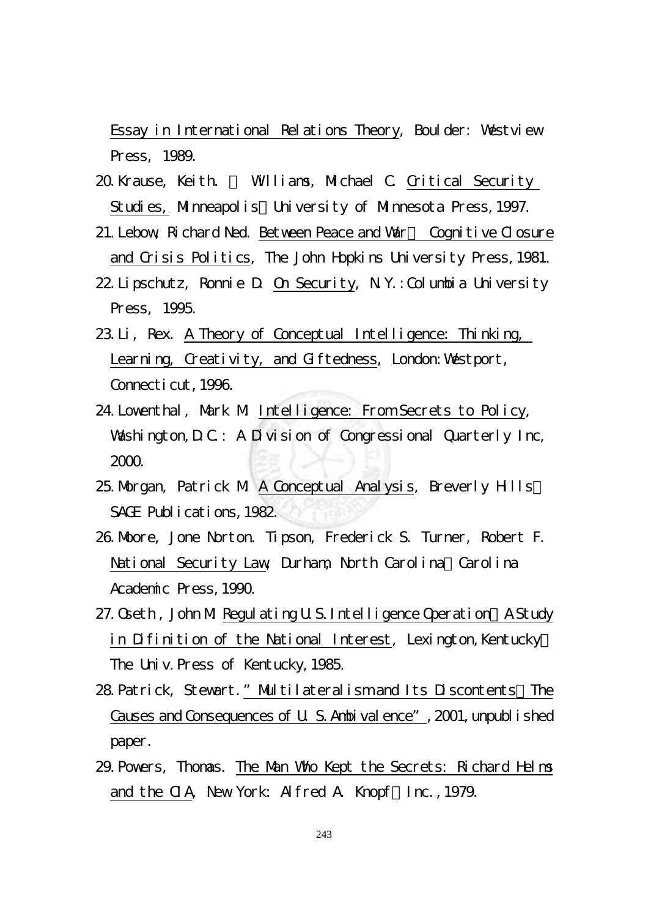Essay in International Relations Theory, Boulder: Westview Press, 1989.

20. Krause, Keith. ＆ Williams, Michael C. Critical Security Studies, Minneapolis：University of Minnesota Press, 1997.

21. Lebow, Richard Ned. Between Peace and War： Cognitive Closure and Crisis Politics, The John Hopkins University Press, 1981.

22. Lipschutz, Ronnie D. On Security, N.Y.: Columbia University Press, 1995.

23. Li, Rex. A Theory of Conceptual Intelligence: Thinking, Learning, Creativity, and Giftedness, London: Westport, Connecticut, 1996.

24. Lowenthal, Mark M. Intelligence: From Secrets to Policy, Washington, D.C.: A Division of Congressional Quarterly Inc, 2000.

25. Morgan, Patrick M. A Conceptual Analysis, Breverly Hills：SAGE Publications, 1982.

26. Moore, Jone Norton. Tipson, Frederick S. Turner, Robert F. National Security Law, Durham, North Carolina：Carolina Academic Press, 1990.

27. Oseth, John M. Regulating U.S. Intelligence Operation：A Study in Difinition of the National Interest, Lexington, Kentucky：The Univ. Press of Kentucky, 1985.

28. Patrick, Stewart. "Multilateralism and Its Discontents：The Causes and Consequences of U.S. Ambivalence", 2001, unpublished paper.

29. Powers, Thomas. The Man Who Kept the Secrets: Richard Helms and the CIA, New York: Alfred A. Knopf，Inc., 1979.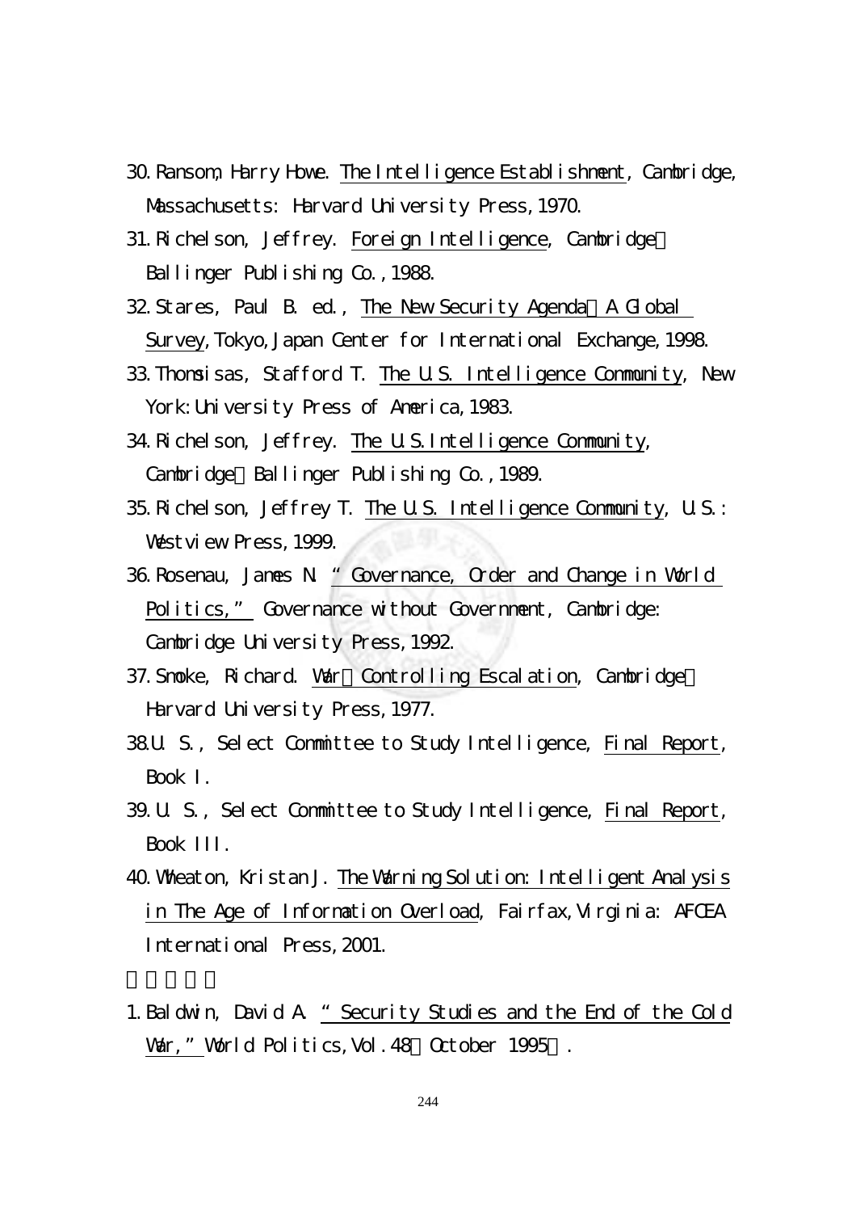30. Ransom, Harry Howe. The Intelligence Establishment, Cambridge, Massachusetts: Harvard University Press, 1970.

31. Richelson, Jeffrey. Foreign Intelligence, Cambridge：Ballinger Publishing Co., 1988.

32. Stares, Paul B. ed., The New Security Agenda：A Global Survey, Tokyo, Japan Center for International Exchange, 1998.

33. Thomsisas, Stafford T. The U.S. Intelligence Community, New York: University Press of America, 1983.

34. Richelson, Jeffrey. The U.S. Intelligence Community, Cambridge：Ballinger Publishing Co., 1989.

35. Richelson, Jeffrey T. The U.S. Intelligence Community, U.S.: Westview Press, 1999.

36. Rosenau, James N. "Governance, Order and Change in World Politics," Governance without Government, Cambridge: Cambridge University Press, 1992.

37. Smoke, Richard. War：Controlling Escalation, Cambridge：Harvard University Press, 1977.

38. U. S., Select Committee to Study Intelligence, Final Report, Book I.

39. U. S., Select Committee to Study Intelligence, Final Report, Book III.

40. Wheaton, Kristan J. The Warning Solution: Intelligent Analysis in The Age of Information Overload, Fairfax, Virginia: AFCEA International Press, 2001.

1. Baldwin, David A. "Security Studies and the End of the Cold War," World Politics, Vol. 48（October 1995）.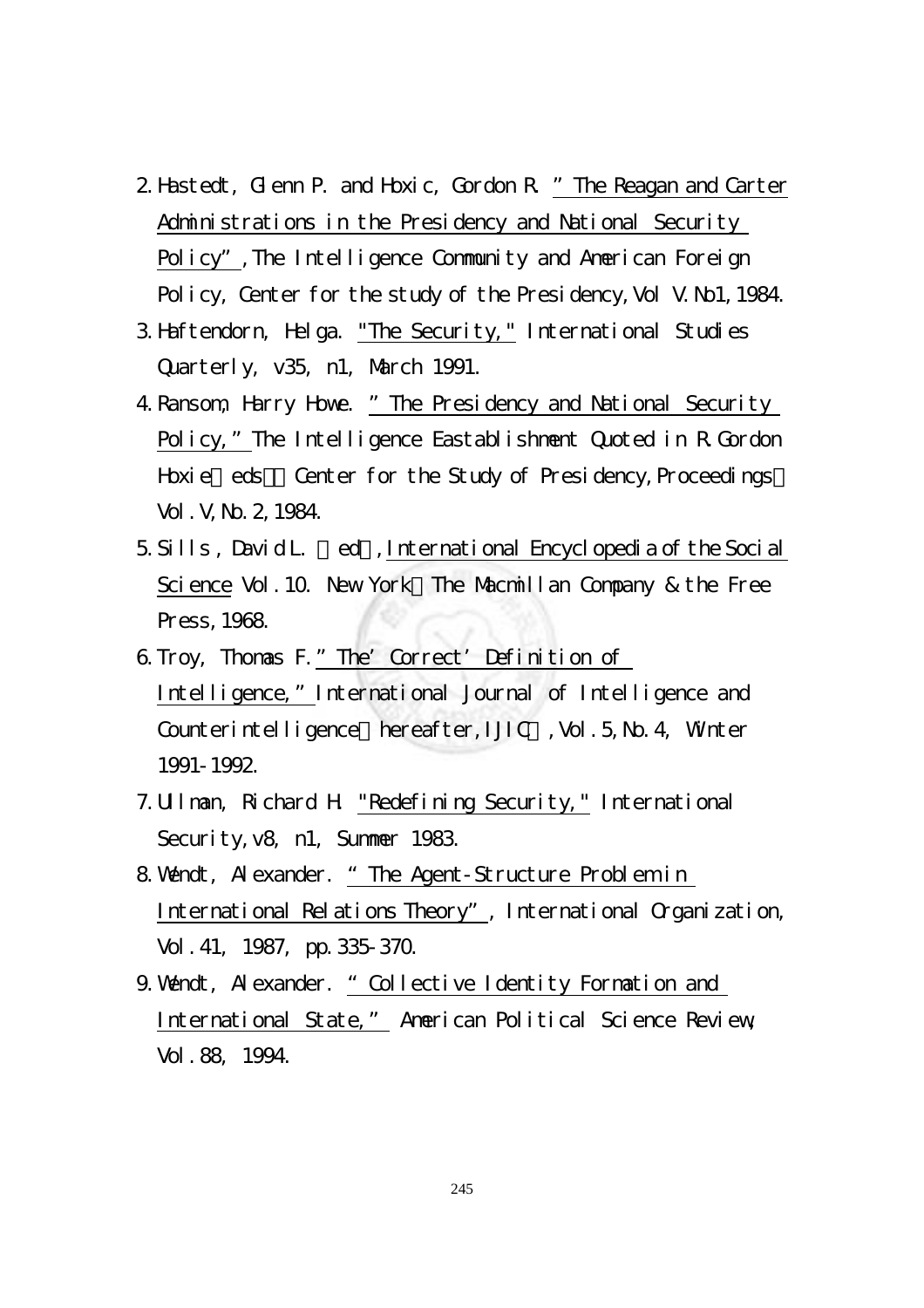2. Hastedt, Glenn P. and Hoxic, Gordon R. <u>"The Reagan and Carter Administrations in the Presidency and National Security Policy"</u>, The Intelligence Community and American Foreign Policy, Center for the study of the Presidency, Vol V. No1, 1984.
3. Haftendorn, Helga. <u>"The Security,"</u> International Studies Quarterly, v35, n1, March 1991.
4. Ransom, Harry Howe. <u>"The Presidency and National Security Policy,"</u> The Intelligence Eastablishment Quoted in R.Gordon Hoxie（eds）, Center for the Study of Presidency, Proceedings, Vol.V, No.2, 1984.
5. Sills, David L.（ed）, <u>International Encyclopedia of the Social Science</u> Vol.10. New York：The Macmillan Company & the Free Press, 1968.
6. Troy, Thomas F. <u>"The'Correct'Definition of Intelligence,"</u> International Journal of Intelligence and Counterintelligence（hereafter, IJIC）, Vol.5, No.4, Winter 1991-1992.
7. Ullman, Richard H. <u>"Redefining Security,"</u> International Security, v8, n1, Summer 1983.
8. Wendt, Alexander. <u>"The Agent-Structure Problem in International Relations Theory"</u>, International Organization, Vol.41, 1987, pp.335-370.
9. Wendt, Alexander. <u>"Collective Identity Formation and International State,"</u> American Political Science Review, Vol.88, 1994.